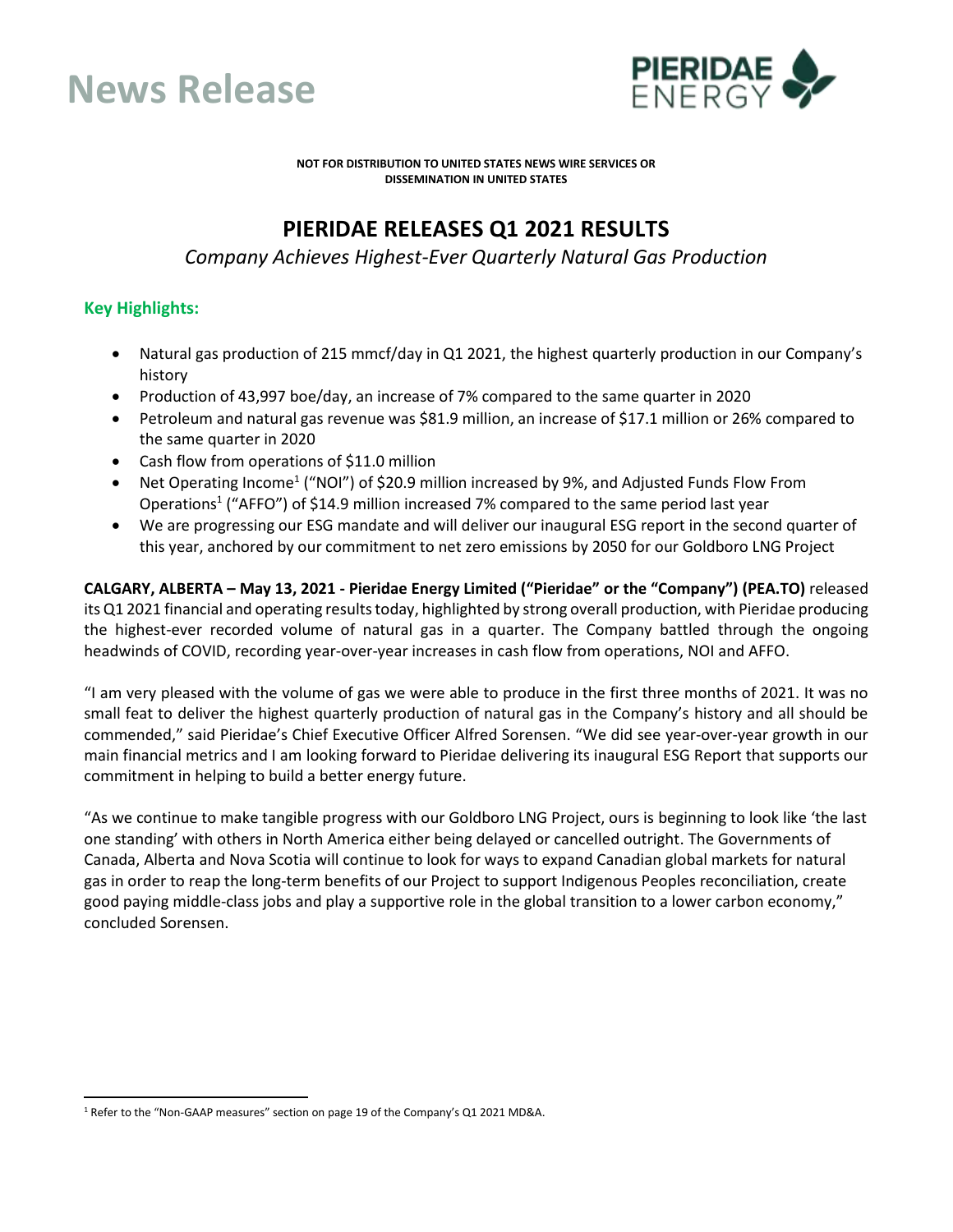# News Release

PIERIDAE ENERGY

**NOT FOR DISTRIBUTION TO UNITED STATES NEWS WIRE SERVICES OR DISSEMINATION IN UNITED STATES**

## PIERIDAE RELEASES Q1 2021 RESULTS

*Company Achieves Highest-Ever Quarterly Natural Gas Production*

### Key Highlights:

- Natural gas production of 215 mmcf/day in Q1 2021, the highest quarterly production in our Company's history
- Production of 43,997 boe/day, an increase of 7% compared to the same quarter in 2020
- Petroleum and natural gas revenue was $81.9 million, an increase of $17.1 million or 26% compared to the same quarter in 2020
- Cash flow from operations of $11.0 million
- Net Operating Income[1] ("NOI") of $20.9 million increased by 9%, and Adjusted Funds Flow From Operations[1] ("AFFO") of $14.9 million increased 7% compared to the same period last year
- We are progressing our ESG mandate and will deliver our inaugural ESG report in the second quarter of this year, anchored by our commitment to net zero emissions by 2050 for our Goldboro LNG Project

**CALGARY, ALBERTA – May 13, 2021 - Pieridae Energy Limited ("Pieridae" or the "Company") (PEA.TO)** released its Q1 2021 financial and operating results today, highlighted by strong overall production, with Pieridae producing the highest-ever recorded volume of natural gas in a quarter. The Company battled through the ongoing headwinds of COVID, recording year-over-year increases in cash flow from operations, NOI and AFFO.

"I am very pleased with the volume of gas we were able to produce in the first three months of 2021. It was no small feat to deliver the highest quarterly production of natural gas in the Company's history and all should be commended," said Pieridae's Chief Executive Officer Alfred Sorensen. "We did see year-over-year growth in our main financial metrics and I am looking forward to Pieridae delivering its inaugural ESG Report that supports our commitment in helping to build a better energy future.

"As we continue to make tangible progress with our Goldboro LNG Project, ours is beginning to look like 'the last one standing' with others in North America either being delayed or cancelled outright. The Governments of Canada, Alberta and Nova Scotia will continue to look for ways to expand Canadian global markets for natural gas in order to reap the long-term benefits of our Project to support Indigenous Peoples reconciliation, create good paying middle-class jobs and play a supportive role in the global transition to a lower carbon economy," concluded Sorensen.

---

[1] Refer to the "Non-GAAP measures" section on page 19 of the Company's Q1 2021 MD&A.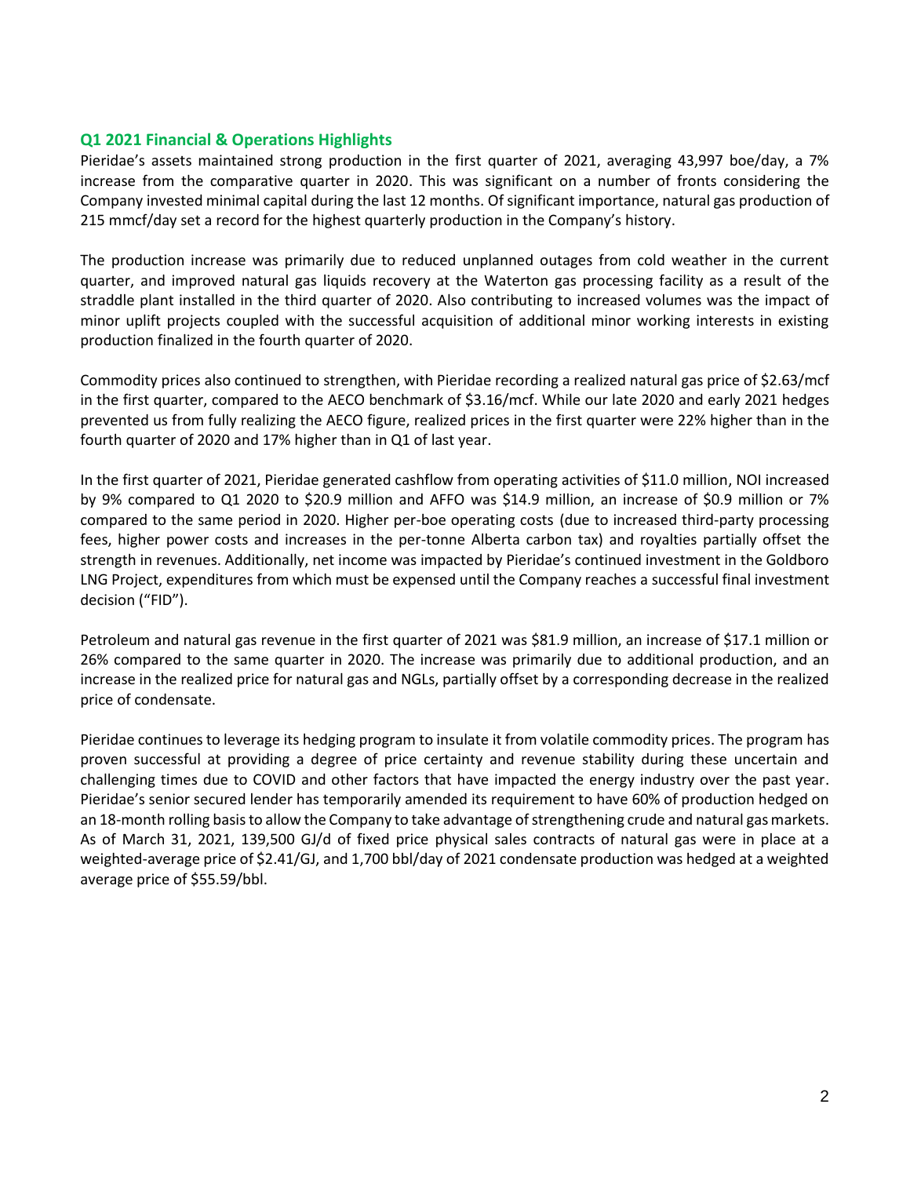## Q1 2021 Financial & Operations Highlights

Pieridae's assets maintained strong production in the first quarter of 2021, averaging 43,997 boe/day, a 7% increase from the comparative quarter in 2020. This was significant on a number of fronts considering the Company invested minimal capital during the last 12 months. Of significant importance, natural gas production of 215 mmcf/day set a record for the highest quarterly production in the Company's history.

The production increase was primarily due to reduced unplanned outages from cold weather in the current quarter, and improved natural gas liquids recovery at the Waterton gas processing facility as a result of the straddle plant installed in the third quarter of 2020. Also contributing to increased volumes was the impact of minor uplift projects coupled with the successful acquisition of additional minor working interests in existing production finalized in the fourth quarter of 2020.

Commodity prices also continued to strengthen, with Pieridae recording a realized natural gas price of $2.63/mcf in the first quarter, compared to the AECO benchmark of $3.16/mcf. While our late 2020 and early 2021 hedges prevented us from fully realizing the AECO figure, realized prices in the first quarter were 22% higher than in the fourth quarter of 2020 and 17% higher than in Q1 of last year.

In the first quarter of 2021, Pieridae generated cashflow from operating activities of $11.0 million, NOI increased by 9% compared to Q1 2020 to $20.9 million and AFFO was $14.9 million, an increase of $0.9 million or 7% compared to the same period in 2020. Higher per-boe operating costs (due to increased third-party processing fees, higher power costs and increases in the per-tonne Alberta carbon tax) and royalties partially offset the strength in revenues. Additionally, net income was impacted by Pieridae's continued investment in the Goldboro LNG Project, expenditures from which must be expensed until the Company reaches a successful final investment decision ("FID").

Petroleum and natural gas revenue in the first quarter of 2021 was $81.9 million, an increase of $17.1 million or 26% compared to the same quarter in 2020. The increase was primarily due to additional production, and an increase in the realized price for natural gas and NGLs, partially offset by a corresponding decrease in the realized price of condensate.

Pieridae continues to leverage its hedging program to insulate it from volatile commodity prices. The program has proven successful at providing a degree of price certainty and revenue stability during these uncertain and challenging times due to COVID and other factors that have impacted the energy industry over the past year. Pieridae's senior secured lender has temporarily amended its requirement to have 60% of production hedged on an 18-month rolling basis to allow the Company to take advantage of strengthening crude and natural gas markets. As of March 31, 2021, 139,500 GJ/d of fixed price physical sales contracts of natural gas were in place at a weighted-average price of $2.41/GJ, and 1,700 bbl/day of 2021 condensate production was hedged at a weighted average price of $55.59/bbl.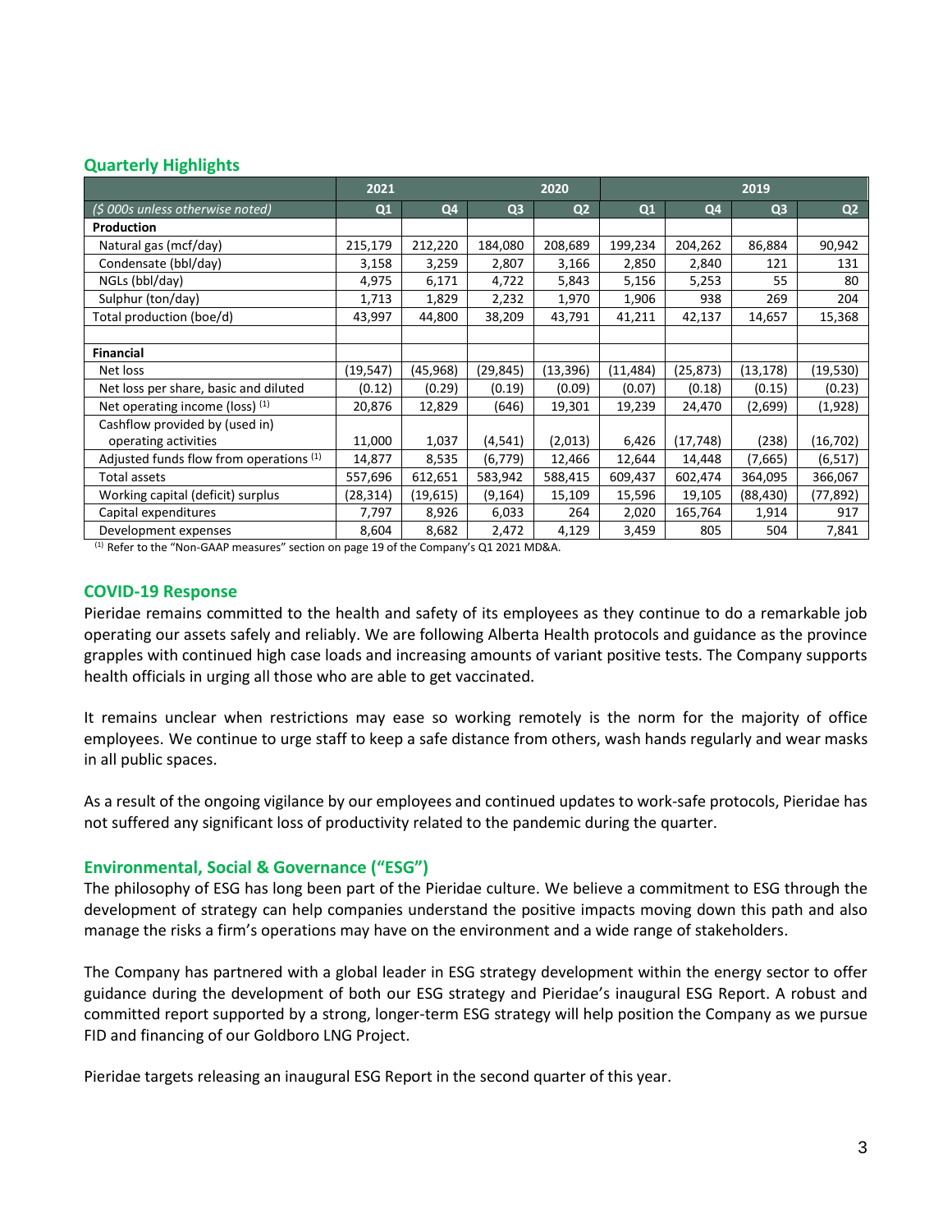## Quarterly Highlights

| | 2021 | 2020 | | | | 2019 | | |
|---|---|---|---|---|---|---|---|---|
| *($ 000s unless otherwise noted)* | Q1 | Q4 | Q3 | Q2 | Q1 | Q4 | Q3 | Q2 |
| **Production** | | | | | | | | |
| Natural gas (mcf/day) | 215,179 | 212,220 | 184,080 | 208,689 | 199,234 | 204,262 | 86,884 | 90,942 |
| Condensate (bbl/day) | 3,158 | 3,259 | 2,807 | 3,166 | 2,850 | 2,840 | 121 | 131 |
| NGLs (bbl/day) | 4,975 | 6,171 | 4,722 | 5,843 | 5,156 | 5,253 | 55 | 80 |
| Sulphur (ton/day) | 1,713 | 1,829 | 2,232 | 1,970 | 1,906 | 938 | 269 | 204 |
| Total production (boe/d) | 43,997 | 44,800 | 38,209 | 43,791 | 41,211 | 42,137 | 14,657 | 15,368 |
| | | | | | | | | |
| **Financial** | | | | | | | | |
| Net loss | (19,547) | (45,968) | (29,845) | (13,396) | (11,484) | (25,873) | (13,178) | (19,530) |
| Net loss per share, basic and diluted | (0.12) | (0.29) | (0.19) | (0.09) | (0.07) | (0.18) | (0.15) | (0.23) |
| Net operating income (loss) [(1)] | 20,876 | 12,829 | (646) | 19,301 | 19,239 | 24,470 | (2,699) | (1,928) |
| Cashflow provided by (used in) operating activities | 11,000 | 1,037 | (4,541) | (2,013) | 6,426 | (17,748) | (238) | (16,702) |
| Adjusted funds flow from operations [(1)] | 14,877 | 8,535 | (6,779) | 12,466 | 12,644 | 14,448 | (7,665) | (6,517) |
| Total assets | 557,696 | 612,651 | 583,942 | 588,415 | 609,437 | 602,474 | 364,095 | 366,067 |
| Working capital (deficit) surplus | (28,314) | (19,615) | (9,164) | 15,109 | 15,596 | 19,105 | (88,430) | (77,892) |
| Capital expenditures | 7,797 | 8,926 | 6,033 | 264 | 2,020 | 165,764 | 1,914 | 917 |
| Development expenses | 8,604 | 8,682 | 2,472 | 4,129 | 3,459 | 805 | 504 | 7,841 |

[(1)] Refer to the "Non-GAAP measures" section on page 19 of the Company's Q1 2021 MD&A.

## COVID-19 Response

Pieridae remains committed to the health and safety of its employees as they continue to do a remarkable job operating our assets safely and reliably. We are following Alberta Health protocols and guidance as the province grapples with continued high case loads and increasing amounts of variant positive tests. The Company supports health officials in urging all those who are able to get vaccinated.

It remains unclear when restrictions may ease so working remotely is the norm for the majority of office employees. We continue to urge staff to keep a safe distance from others, wash hands regularly and wear masks in all public spaces.

As a result of the ongoing vigilance by our employees and continued updates to work-safe protocols, Pieridae has not suffered any significant loss of productivity related to the pandemic during the quarter.

## Environmental, Social & Governance ("ESG")

The philosophy of ESG has long been part of the Pieridae culture. We believe a commitment to ESG through the development of strategy can help companies understand the positive impacts moving down this path and also manage the risks a firm's operations may have on the environment and a wide range of stakeholders.

The Company has partnered with a global leader in ESG strategy development within the energy sector to offer guidance during the development of both our ESG strategy and Pieridae's inaugural ESG Report. A robust and committed report supported by a strong, longer-term ESG strategy will help position the Company as we pursue FID and financing of our Goldboro LNG Project.

Pieridae targets releasing an inaugural ESG Report in the second quarter of this year.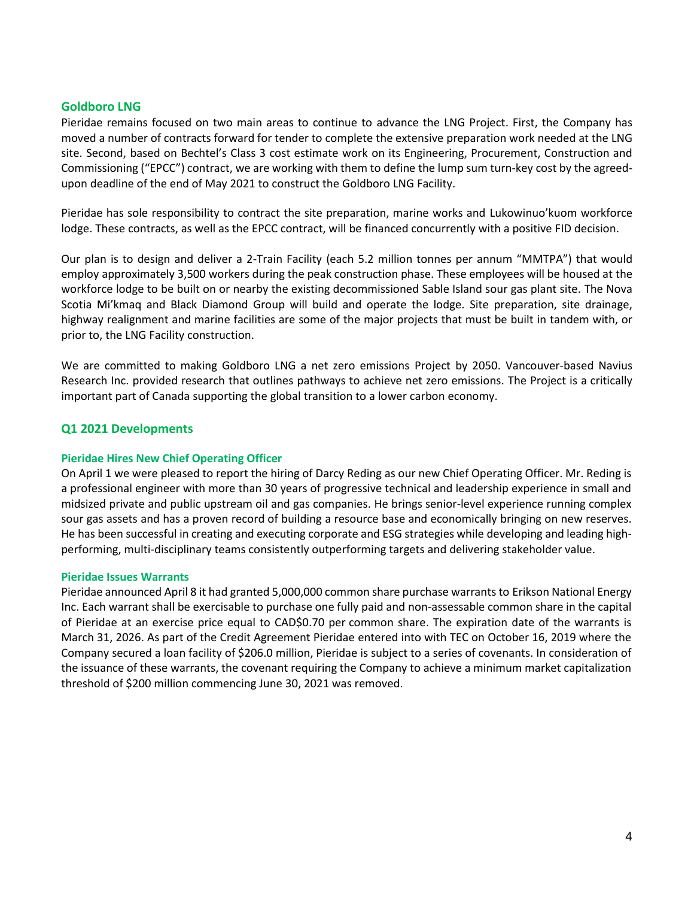## Goldboro LNG

Pieridae remains focused on two main areas to continue to advance the LNG Project. First, the Company has moved a number of contracts forward for tender to complete the extensive preparation work needed at the LNG site. Second, based on Bechtel's Class 3 cost estimate work on its Engineering, Procurement, Construction and Commissioning ("EPCC") contract, we are working with them to define the lump sum turn-key cost by the agreed-upon deadline of the end of May 2021 to construct the Goldboro LNG Facility.

Pieridae has sole responsibility to contract the site preparation, marine works and Lukowinuo'kuom workforce lodge. These contracts, as well as the EPCC contract, will be financed concurrently with a positive FID decision.

Our plan is to design and deliver a 2-Train Facility (each 5.2 million tonnes per annum "MMTPA") that would employ approximately 3,500 workers during the peak construction phase. These employees will be housed at the workforce lodge to be built on or nearby the existing decommissioned Sable Island sour gas plant site. The Nova Scotia Mi'kmaq and Black Diamond Group will build and operate the lodge. Site preparation, site drainage, highway realignment and marine facilities are some of the major projects that must be built in tandem with, or prior to, the LNG Facility construction.

We are committed to making Goldboro LNG a net zero emissions Project by 2050. Vancouver-based Navius Research Inc. provided research that outlines pathways to achieve net zero emissions. The Project is a critically important part of Canada supporting the global transition to a lower carbon economy.

## Q1 2021 Developments

### Pieridae Hires New Chief Operating Officer

On April 1 we were pleased to report the hiring of Darcy Reding as our new Chief Operating Officer. Mr. Reding is a professional engineer with more than 30 years of progressive technical and leadership experience in small and midsized private and public upstream oil and gas companies. He brings senior-level experience running complex sour gas assets and has a proven record of building a resource base and economically bringing on new reserves. He has been successful in creating and executing corporate and ESG strategies while developing and leading high-performing, multi-disciplinary teams consistently outperforming targets and delivering stakeholder value.

### Pieridae Issues Warrants

Pieridae announced April 8 it had granted 5,000,000 common share purchase warrants to Erikson National Energy Inc. Each warrant shall be exercisable to purchase one fully paid and non-assessable common share in the capital of Pieridae at an exercise price equal to CAD$0.70 per common share. The expiration date of the warrants is March 31, 2026. As part of the Credit Agreement Pieridae entered into with TEC on October 16, 2019 where the Company secured a loan facility of $206.0 million, Pieridae is subject to a series of covenants. In consideration of the issuance of these warrants, the covenant requiring the Company to achieve a minimum market capitalization threshold of $200 million commencing June 30, 2021 was removed.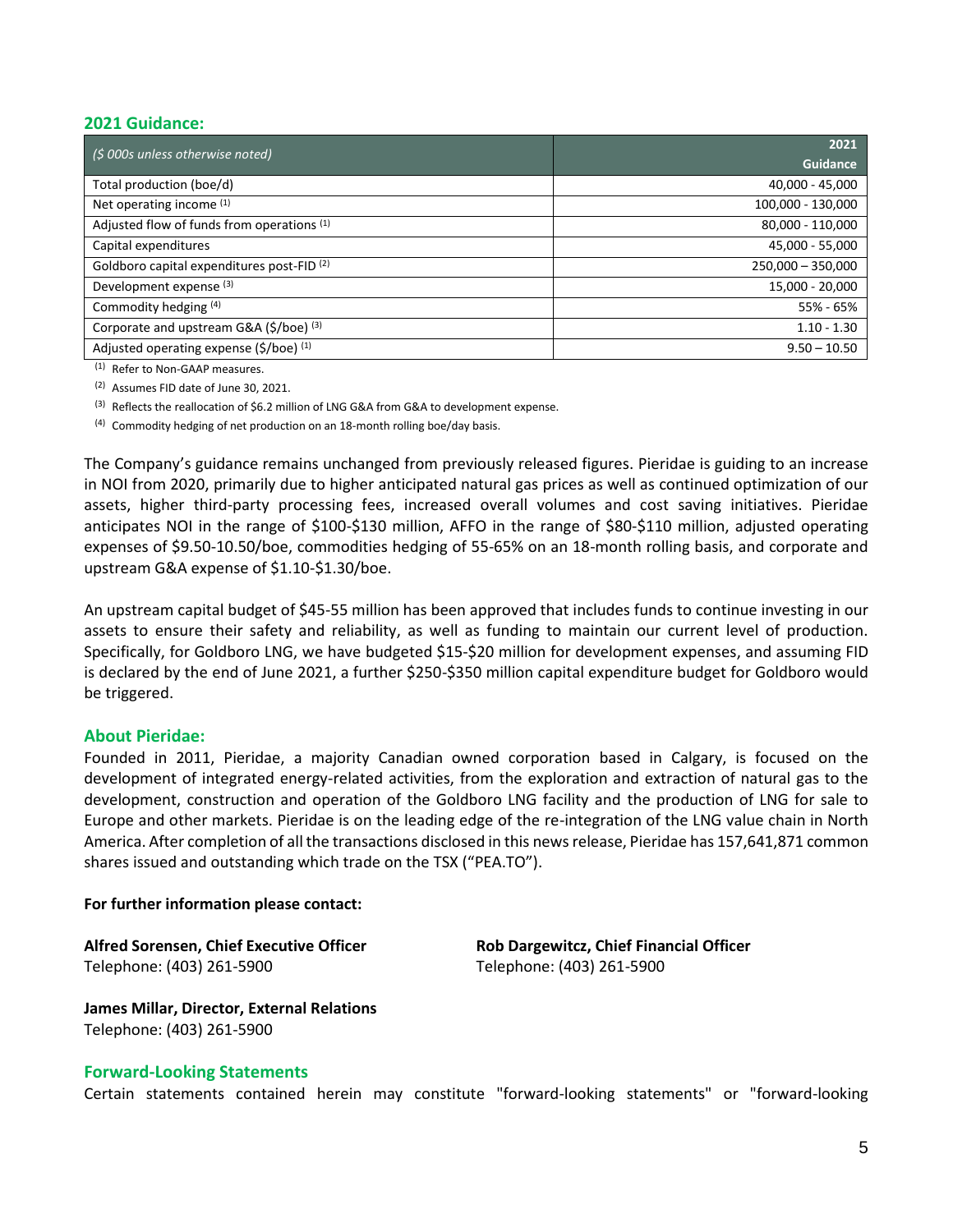## 2021 Guidance:

| *($ 000s unless otherwise noted)* | 2021 Guidance |
|---|---|
| Total production (boe/d) | 40,000 - 45,000 |
| Net operating income [1] | 100,000 - 130,000 |
| Adjusted flow of funds from operations [1] | 80,000 - 110,000 |
| Capital expenditures | 45,000 - 55,000 |
| Goldboro capital expenditures post-FID [2] | 250,000 – 350,000 |
| Development expense [3] | 15,000 - 20,000 |
| Commodity hedging [4] | 55% - 65% |
| Corporate and upstream G&A ($/boe) [3] | 1.10 - 1.30 |
| Adjusted operating expense ($/boe) [1] | 9.50 – 10.50 |

[1] Refer to Non-GAAP measures.

[2] Assumes FID date of June 30, 2021.

[3] Reflects the reallocation of $6.2 million of LNG G&A from G&A to development expense.

[4] Commodity hedging of net production on an 18-month rolling boe/day basis.

The Company's guidance remains unchanged from previously released figures. Pieridae is guiding to an increase in NOI from 2020, primarily due to higher anticipated natural gas prices as well as continued optimization of our assets, higher third-party processing fees, increased overall volumes and cost saving initiatives. Pieridae anticipates NOI in the range of $100-$130 million, AFFO in the range of $80-$110 million, adjusted operating expenses of $9.50-10.50/boe, commodities hedging of 55-65% on an 18-month rolling basis, and corporate and upstream G&A expense of $1.10-$1.30/boe.

An upstream capital budget of $45-55 million has been approved that includes funds to continue investing in our assets to ensure their safety and reliability, as well as funding to maintain our current level of production. Specifically, for Goldboro LNG, we have budgeted $15-$20 million for development expenses, and assuming FID is declared by the end of June 2021, a further $250-$350 million capital expenditure budget for Goldboro would be triggered.

## About Pieridae:

Founded in 2011, Pieridae, a majority Canadian owned corporation based in Calgary, is focused on the development of integrated energy-related activities, from the exploration and extraction of natural gas to the development, construction and operation of the Goldboro LNG facility and the production of LNG for sale to Europe and other markets. Pieridae is on the leading edge of the re-integration of the LNG value chain in North America. After completion of all the transactions disclosed in this news release, Pieridae has 157,641,871 common shares issued and outstanding which trade on the TSX ("PEA.TO").

**For further information please contact:**

**Alfred Sorensen, Chief Executive Officer**
Telephone: (403) 261-5900

**Rob Dargewitcz, Chief Financial Officer**
Telephone: (403) 261-5900

**James Millar, Director, External Relations**
Telephone: (403) 261-5900

## Forward-Looking Statements

Certain statements contained herein may constitute "forward-looking statements" or "forward-looking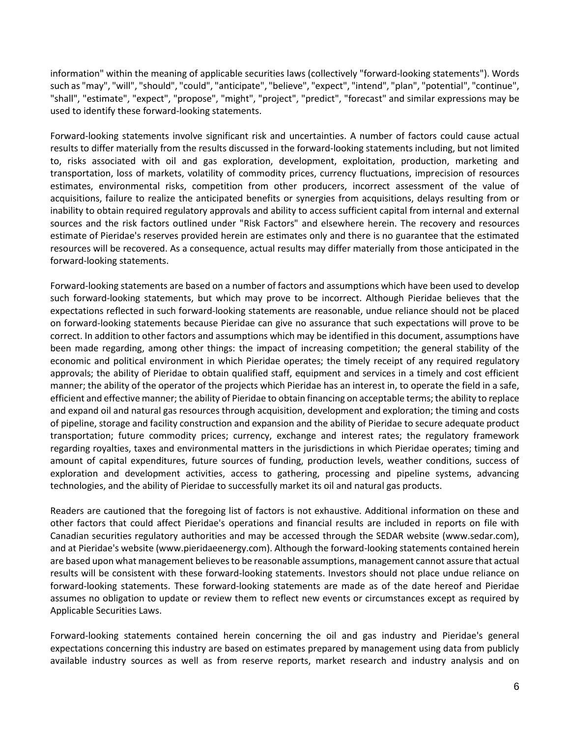information" within the meaning of applicable securities laws (collectively "forward-looking statements"). Words such as "may", "will", "should", "could", "anticipate", "believe", "expect", "intend", "plan", "potential", "continue", "shall", "estimate", "expect", "propose", "might", "project", "predict", "forecast" and similar expressions may be used to identify these forward-looking statements.

Forward-looking statements involve significant risk and uncertainties. A number of factors could cause actual results to differ materially from the results discussed in the forward-looking statements including, but not limited to, risks associated with oil and gas exploration, development, exploitation, production, marketing and transportation, loss of markets, volatility of commodity prices, currency fluctuations, imprecision of resources estimates, environmental risks, competition from other producers, incorrect assessment of the value of acquisitions, failure to realize the anticipated benefits or synergies from acquisitions, delays resulting from or inability to obtain required regulatory approvals and ability to access sufficient capital from internal and external sources and the risk factors outlined under "Risk Factors" and elsewhere herein. The recovery and resources estimate of Pieridae's reserves provided herein are estimates only and there is no guarantee that the estimated resources will be recovered. As a consequence, actual results may differ materially from those anticipated in the forward-looking statements.

Forward-looking statements are based on a number of factors and assumptions which have been used to develop such forward-looking statements, but which may prove to be incorrect. Although Pieridae believes that the expectations reflected in such forward-looking statements are reasonable, undue reliance should not be placed on forward-looking statements because Pieridae can give no assurance that such expectations will prove to be correct. In addition to other factors and assumptions which may be identified in this document, assumptions have been made regarding, among other things: the impact of increasing competition; the general stability of the economic and political environment in which Pieridae operates; the timely receipt of any required regulatory approvals; the ability of Pieridae to obtain qualified staff, equipment and services in a timely and cost efficient manner; the ability of the operator of the projects which Pieridae has an interest in, to operate the field in a safe, efficient and effective manner; the ability of Pieridae to obtain financing on acceptable terms; the ability to replace and expand oil and natural gas resources through acquisition, development and exploration; the timing and costs of pipeline, storage and facility construction and expansion and the ability of Pieridae to secure adequate product transportation; future commodity prices; currency, exchange and interest rates; the regulatory framework regarding royalties, taxes and environmental matters in the jurisdictions in which Pieridae operates; timing and amount of capital expenditures, future sources of funding, production levels, weather conditions, success of exploration and development activities, access to gathering, processing and pipeline systems, advancing technologies, and the ability of Pieridae to successfully market its oil and natural gas products.

Readers are cautioned that the foregoing list of factors is not exhaustive. Additional information on these and other factors that could affect Pieridae's operations and financial results are included in reports on file with Canadian securities regulatory authorities and may be accessed through the SEDAR website (www.sedar.com), and at Pieridae's website (www.pieridaeenergy.com). Although the forward-looking statements contained herein are based upon what management believes to be reasonable assumptions, management cannot assure that actual results will be consistent with these forward-looking statements. Investors should not place undue reliance on forward-looking statements. These forward-looking statements are made as of the date hereof and Pieridae assumes no obligation to update or review them to reflect new events or circumstances except as required by Applicable Securities Laws.

Forward-looking statements contained herein concerning the oil and gas industry and Pieridae's general expectations concerning this industry are based on estimates prepared by management using data from publicly available industry sources as well as from reserve reports, market research and industry analysis and on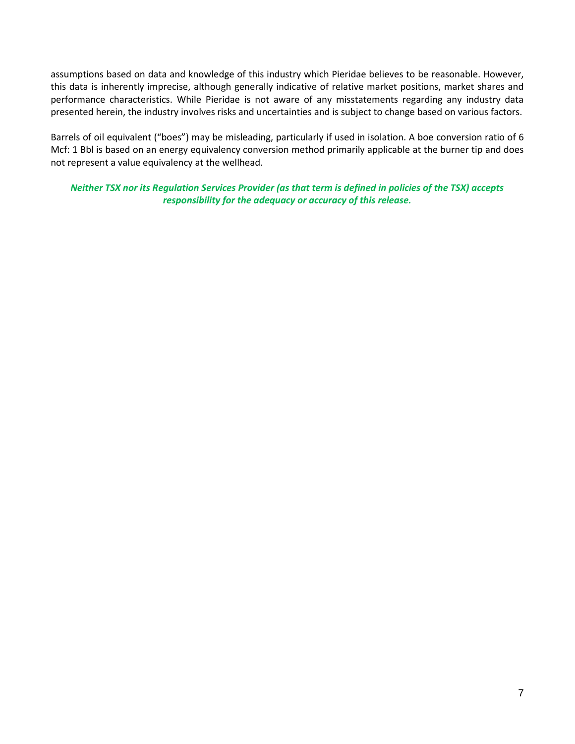assumptions based on data and knowledge of this industry which Pieridae believes to be reasonable. However, this data is inherently imprecise, although generally indicative of relative market positions, market shares and performance characteristics. While Pieridae is not aware of any misstatements regarding any industry data presented herein, the industry involves risks and uncertainties and is subject to change based on various factors.

Barrels of oil equivalent ("boes") may be misleading, particularly if used in isolation. A boe conversion ratio of 6 Mcf: 1 Bbl is based on an energy equivalency conversion method primarily applicable at the burner tip and does not represent a value equivalency at the wellhead.

***Neither TSX nor its Regulation Services Provider (as that term is defined in policies of the TSX) accepts responsibility for the adequacy or accuracy of this release.***